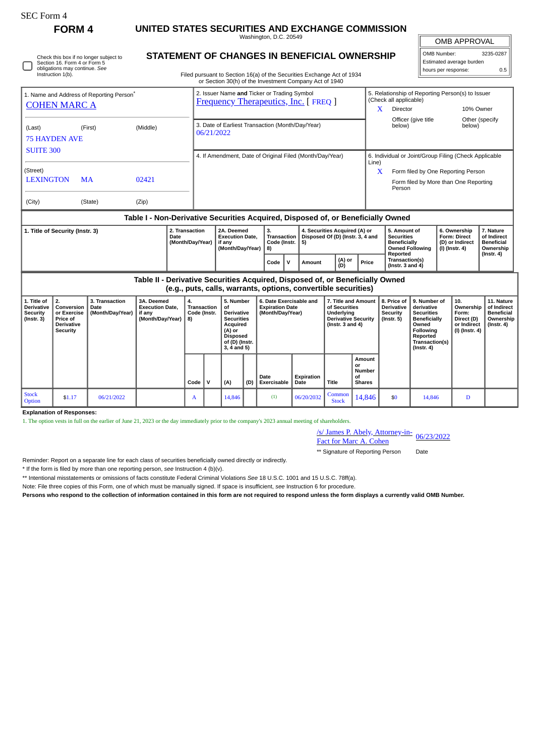SEC Form 4

# FORM 4

# UNITED STATES SECURITIES AND EXCHANGE COMMISSION

Washington, D.C. 20549

## STATEMENT OF CHANGES IN BENEFICIAL OWNERSHIP

Filed pursuant to Section 16(a) of the Securities Exchange Act of 1934 or Section 30(h) of the Investment Company Act of 1940

| OMB APPROVAL | |
|---|---|
| OMB Number: | 3235-0287 |
| Estimated average burden | |
| hours per response: | 0.5 |

☐ Check this box if no longer subject to Section 16. Form 4 or Form 5 obligations may continue. *See* Instruction 1(b).

1. Name and Address of Reporting Person*
COHEN MARC A

(Last) (First) (Middle)
75 HAYDEN AVE
SUITE 300

(Street)
LEXINGTON MA 02421

(City) (State) (Zip)

2. Issuer Name **and** Ticker or Trading Symbol
Frequency Therapeutics, Inc. [ FREQ ]

3. Date of Earliest Transaction (Month/Day/Year)
06/21/2022

4. If Amendment, Date of Original Filed (Month/Day/Year)

5. Relationship of Reporting Person(s) to Issuer (Check all applicable)
X Director
10% Owner
Officer (give title below)
Other (specify below)

6. Individual or Joint/Group Filing (Check Applicable Line)
X Form filed by One Reporting Person
Form filed by More than One Reporting Person

### Table I - Non-Derivative Securities Acquired, Disposed of, or Beneficially Owned

| 1. Title of Security (Instr. 3) | 2. Transaction Date (Month/Day/Year) | 2A. Deemed Execution Date, if any (Month/Day/Year) | 3. Transaction Code (Instr. 8) | | 4. Securities Acquired (A) or Disposed Of (D) (Instr. 3, 4 and 5) | | | 5. Amount of Securities Beneficially Owned Following Reported Transaction(s) (Instr. 3 and 4) | 6. Ownership Form: Direct (D) or Indirect (I) (Instr. 4) | 7. Nature of Indirect Beneficial Ownership (Instr. 4) |
|---|---|---|---|---|---|---|---|---|---|---|
| | | | Code | V | Amount | (A) or (D) | Price | | | |

### Table II - Derivative Securities Acquired, Disposed of, or Beneficially Owned (e.g., puts, calls, warrants, options, convertible securities)

| 1. Title of Derivative Security (Instr. 3) | 2. Conversion or Exercise Price of Derivative Security | 3. Transaction Date (Month/Day/Year) | 3A. Deemed Execution Date, if any (Month/Day/Year) | 4. Transaction Code (Instr. 8) | | 5. Number of Derivative Securities Acquired (A) or Disposed of (D) (Instr. 3, 4 and 5) | | 6. Date Exercisable and Expiration Date (Month/Day/Year) | | 7. Title and Amount of Securities Underlying Derivative Security (Instr. 3 and 4) | | 8. Price of Derivative Security (Instr. 5) | 9. Number of derivative Securities Beneficially Owned Following Reported Transaction(s) (Instr. 4) | 10. Ownership Form: Direct (D) or Indirect (I) (Instr. 4) | 11. Nature of Indirect Beneficial Ownership (Instr. 4) |
|---|---|---|---|---|---|---|---|---|---|---|---|---|---|---|---|
| | | | | Code | V | (A) | (D) | Date Exercisable | Expiration Date | Title | Amount or Number of Shares | | | | |
| Stock Option | $1.17 | 06/21/2022 | | A | | 14,846 | | (1) | 06/20/2032 | Common Stock | 14,846 | $0 | 14,846 | D | |

**Explanation of Responses:**

1. The option vests in full on the earlier of June 21, 2023 or the day immediately prior to the company's 2023 annual meeting of shareholders.

/s/ James P. Abely, Attorney-in-Fact for Marc A. Cohen 06/23/2022

** Signature of Reporting Person Date

Reminder: Report on a separate line for each class of securities beneficially owned directly or indirectly.

* If the form is filed by more than one reporting person, *see* Instruction 4 (b)(v).

** Intentional misstatements or omissions of facts constitute Federal Criminal Violations *See* 18 U.S.C. 1001 and 15 U.S.C. 78ff(a).

Note: File three copies of this Form, one of which must be manually signed. If space is insufficient, *see* Instruction 6 for procedure.

**Persons who respond to the collection of information contained in this form are not required to respond unless the form displays a currently valid OMB Number.**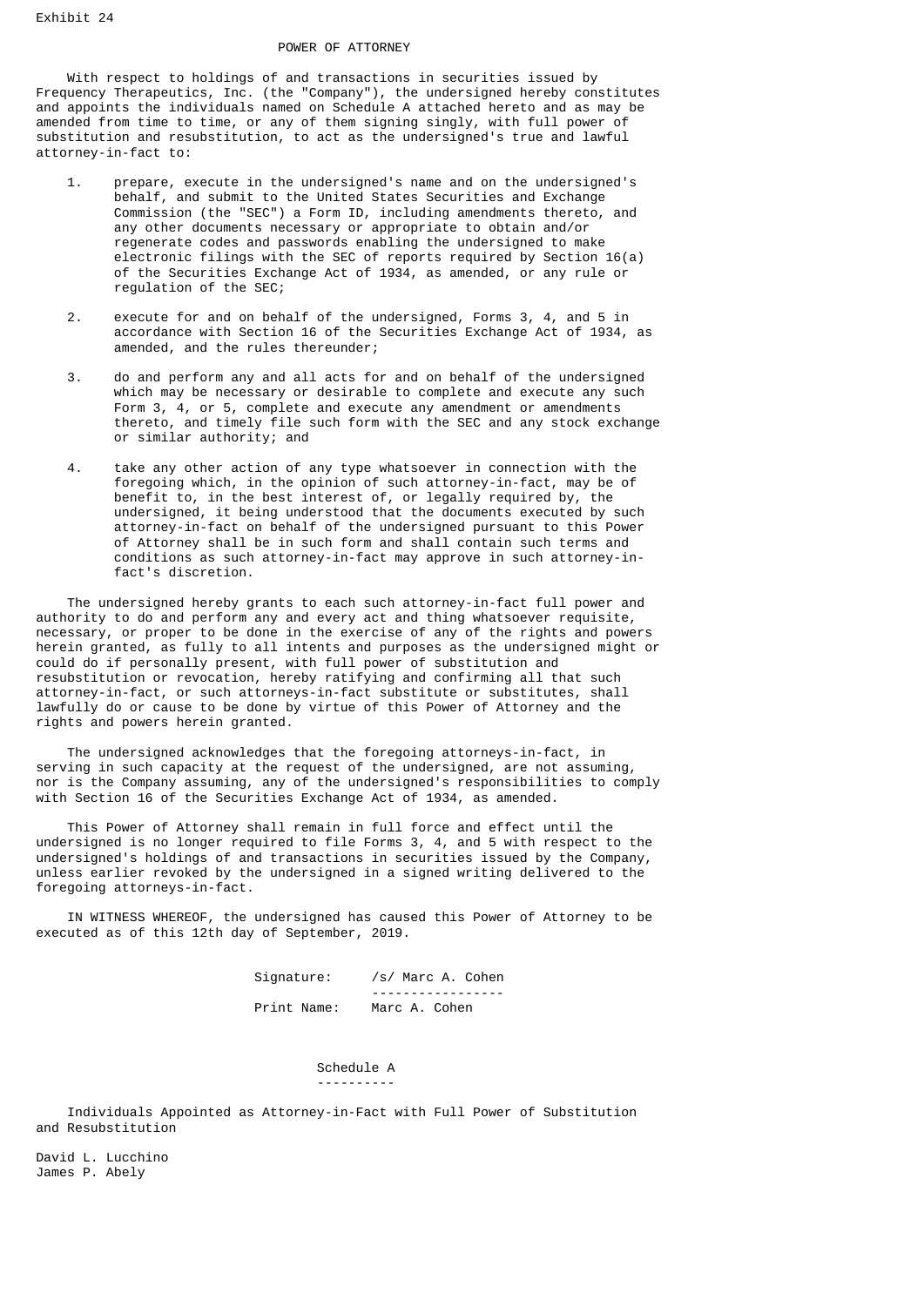Exhibit 24

# POWER OF ATTORNEY

With respect to holdings of and transactions in securities issued by Frequency Therapeutics, Inc. (the "Company"), the undersigned hereby constitutes and appoints the individuals named on Schedule A attached hereto and as may be amended from time to time, or any of them signing singly, with full power of substitution and resubstitution, to act as the undersigned's true and lawful attorney-in-fact to:

1. prepare, execute in the undersigned's name and on the undersigned's behalf, and submit to the United States Securities and Exchange Commission (the "SEC") a Form ID, including amendments thereto, and any other documents necessary or appropriate to obtain and/or regenerate codes and passwords enabling the undersigned to make electronic filings with the SEC of reports required by Section 16(a) of the Securities Exchange Act of 1934, as amended, or any rule or regulation of the SEC;

2. execute for and on behalf of the undersigned, Forms 3, 4, and 5 in accordance with Section 16 of the Securities Exchange Act of 1934, as amended, and the rules thereunder;

3. do and perform any and all acts for and on behalf of the undersigned which may be necessary or desirable to complete and execute any such Form 3, 4, or 5, complete and execute any amendment or amendments thereto, and timely file such form with the SEC and any stock exchange or similar authority; and

4. take any other action of any type whatsoever in connection with the foregoing which, in the opinion of such attorney-in-fact, may be of benefit to, in the best interest of, or legally required by, the undersigned, it being understood that the documents executed by such attorney-in-fact on behalf of the undersigned pursuant to this Power of Attorney shall be in such form and shall contain such terms and conditions as such attorney-in-fact may approve in such attorney-in-fact's discretion.

The undersigned hereby grants to each such attorney-in-fact full power and authority to do and perform any and every act and thing whatsoever requisite, necessary, or proper to be done in the exercise of any of the rights and powers herein granted, as fully to all intents and purposes as the undersigned might or could do if personally present, with full power of substitution and resubstitution or revocation, hereby ratifying and confirming all that such attorney-in-fact, or such attorneys-in-fact substitute or substitutes, shall lawfully do or cause to be done by virtue of this Power of Attorney and the rights and powers herein granted.

The undersigned acknowledges that the foregoing attorneys-in-fact, in serving in such capacity at the request of the undersigned, are not assuming, nor is the Company assuming, any of the undersigned's responsibilities to comply with Section 16 of the Securities Exchange Act of 1934, as amended.

This Power of Attorney shall remain in full force and effect until the undersigned is no longer required to file Forms 3, 4, and 5 with respect to the undersigned's holdings of and transactions in securities issued by the Company, unless earlier revoked by the undersigned in a signed writing delivered to the foregoing attorneys-in-fact.

IN WITNESS WHEREOF, the undersigned has caused this Power of Attorney to be executed as of this 12th day of September, 2019.

Signature: /s/ Marc A. Cohen

Print Name: Marc A. Cohen

## Schedule A

Individuals Appointed as Attorney-in-Fact with Full Power of Substitution and Resubstitution

David L. Lucchino
James P. Abely